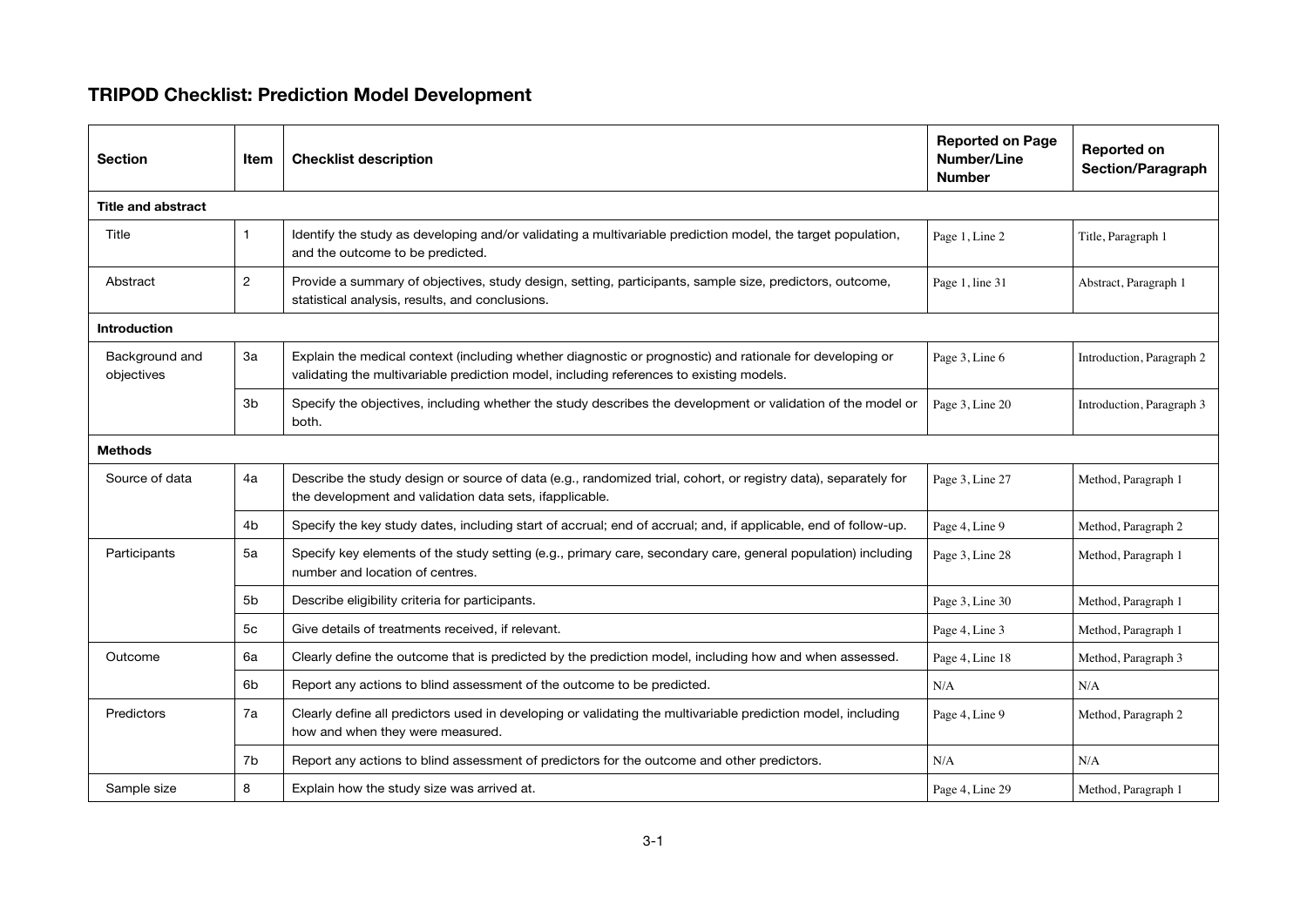## TRIPOD Checklist: Prediction Model Development

| Section | Item | Checklist description | Reported on Page Number/Line Number | Reported on Section/Paragraph |
| --- | --- | --- | --- | --- |
| **Title and abstract** | | | | |
| Title | 1 | Identify the study as developing and/or validating a multivariable prediction model, the target population, and the outcome to be predicted. | Page 1, Line 2 | Title, Paragraph 1 |
| Abstract | 2 | Provide a summary of objectives, study design, setting, participants, sample size, predictors, outcome, statistical analysis, results, and conclusions. | Page 1, line 31 | Abstract, Paragraph 1 |
| **Introduction** | | | | |
| Background and objectives | 3a | Explain the medical context (including whether diagnostic or prognostic) and rationale for developing or validating the multivariable prediction model, including references to existing models. | Page 3, Line 6 | Introduction, Paragraph 2 |
| | 3b | Specify the objectives, including whether the study describes the development or validation of the model or both. | Page 3, Line 20 | Introduction, Paragraph 3 |
| **Methods** | | | | |
| Source of data | 4a | Describe the study design or source of data (e.g., randomized trial, cohort, or registry data), separately for the development and validation data sets, ifapplicable. | Page 3, Line 27 | Method, Paragraph 1 |
| | 4b | Specify the key study dates, including start of accrual; end of accrual; and, if applicable, end of follow-up. | Page 4, Line 9 | Method, Paragraph 2 |
| Participants | 5a | Specify key elements of the study setting (e.g., primary care, secondary care, general population) including number and location of centres. | Page 3, Line 28 | Method, Paragraph 1 |
| | 5b | Describe eligibility criteria for participants. | Page 3, Line 30 | Method, Paragraph 1 |
| | 5c | Give details of treatments received, if relevant. | Page 4, Line 3 | Method, Paragraph 1 |
| Outcome | 6a | Clearly define the outcome that is predicted by the prediction model, including how and when assessed. | Page 4, Line 18 | Method, Paragraph 3 |
| | 6b | Report any actions to blind assessment of the outcome to be predicted. | N/A | N/A |
| Predictors | 7a | Clearly define all predictors used in developing or validating the multivariable prediction model, including how and when they were measured. | Page 4, Line 9 | Method, Paragraph 2 |
| | 7b | Report any actions to blind assessment of predictors for the outcome and other predictors. | N/A | N/A |
| Sample size | 8 | Explain how the study size was arrived at. | Page 4, Line 29 | Method, Paragraph 1 |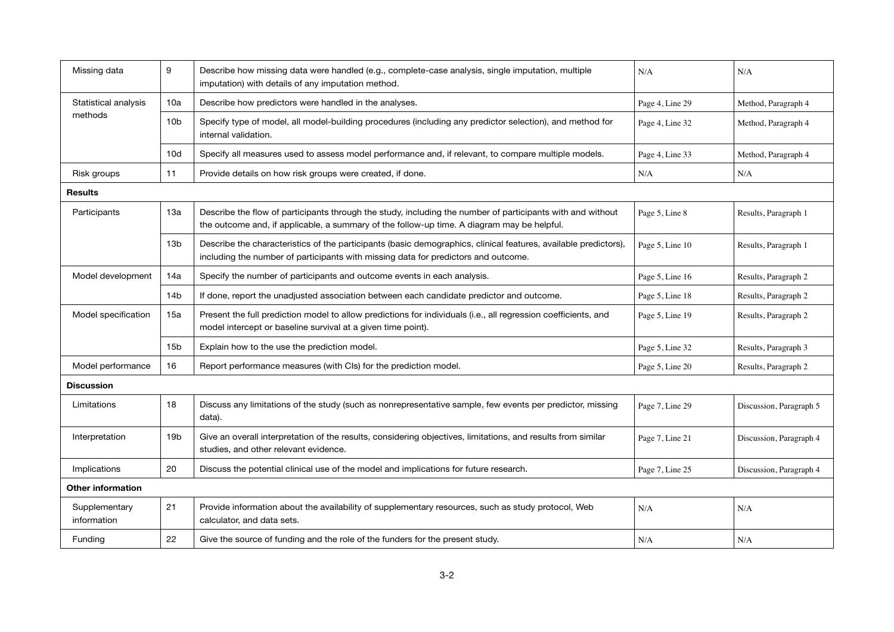| Missing data | 9 | Describe how missing data were handled (e.g., complete-case analysis, single imputation, multiple imputation) with details of any imputation method. | N/A | N/A |
|---|---|---|---|---|
| Statistical analysis methods | 10a | Describe how predictors were handled in the analyses. | Page 4, Line 29 | Method, Paragraph 4 |
| | 10b | Specify type of model, all model-building procedures (including any predictor selection), and method for internal validation. | Page 4, Line 32 | Method, Paragraph 4 |
| | 10d | Specify all measures used to assess model performance and, if relevant, to compare multiple models. | Page 4, Line 33 | Method, Paragraph 4 |
| Risk groups | 11 | Provide details on how risk groups were created, if done. | N/A | N/A |
| **Results** | | | | |
| Participants | 13a | Describe the flow of participants through the study, including the number of participants with and without the outcome and, if applicable, a summary of the follow-up time. A diagram may be helpful. | Page 5, Line 8 | Results, Paragraph 1 |
| | 13b | Describe the characteristics of the participants (basic demographics, clinical features, available predictors), including the number of participants with missing data for predictors and outcome. | Page 5, Line 10 | Results, Paragraph 1 |
| Model development | 14a | Specify the number of participants and outcome events in each analysis. | Page 5, Line 16 | Results, Paragraph 2 |
| | 14b | If done, report the unadjusted association between each candidate predictor and outcome. | Page 5, Line 18 | Results, Paragraph 2 |
| Model specification | 15a | Present the full prediction model to allow predictions for individuals (i.e., all regression coefficients, and model intercept or baseline survival at a given time point). | Page 5, Line 19 | Results, Paragraph 2 |
| | 15b | Explain how to the use the prediction model. | Page 5, Line 32 | Results, Paragraph 3 |
| Model performance | 16 | Report performance measures (with CIs) for the prediction model. | Page 5, Line 20 | Results, Paragraph 2 |
| **Discussion** | | | | |
| Limitations | 18 | Discuss any limitations of the study (such as nonrepresentative sample, few events per predictor, missing data). | Page 7, Line 29 | Discussion, Paragraph 5 |
| Interpretation | 19b | Give an overall interpretation of the results, considering objectives, limitations, and results from similar studies, and other relevant evidence. | Page 7, Line 21 | Discussion, Paragraph 4 |
| Implications | 20 | Discuss the potential clinical use of the model and implications for future research. | Page 7, Line 25 | Discussion, Paragraph 4 |
| **Other information** | | | | |
| Supplementary information | 21 | Provide information about the availability of supplementary resources, such as study protocol, Web calculator, and data sets. | N/A | N/A |
| Funding | 22 | Give the source of funding and the role of the funders for the present study. | N/A | N/A |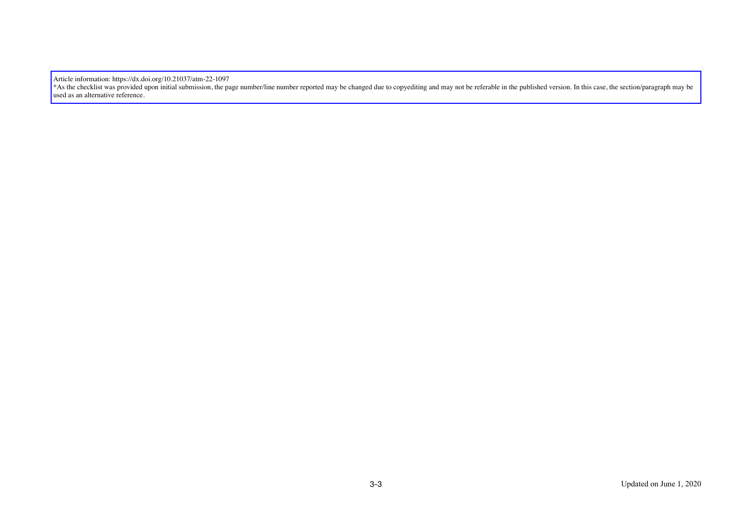Article information: https://dx.doi.org/10.21037/atm-22-1097

*As the checklist was provided upon initial submission, the page number/line number reported may be changed due to copyediting and may not be referable in the published version. In this case, the section/paragraph may be used as an alternative reference.